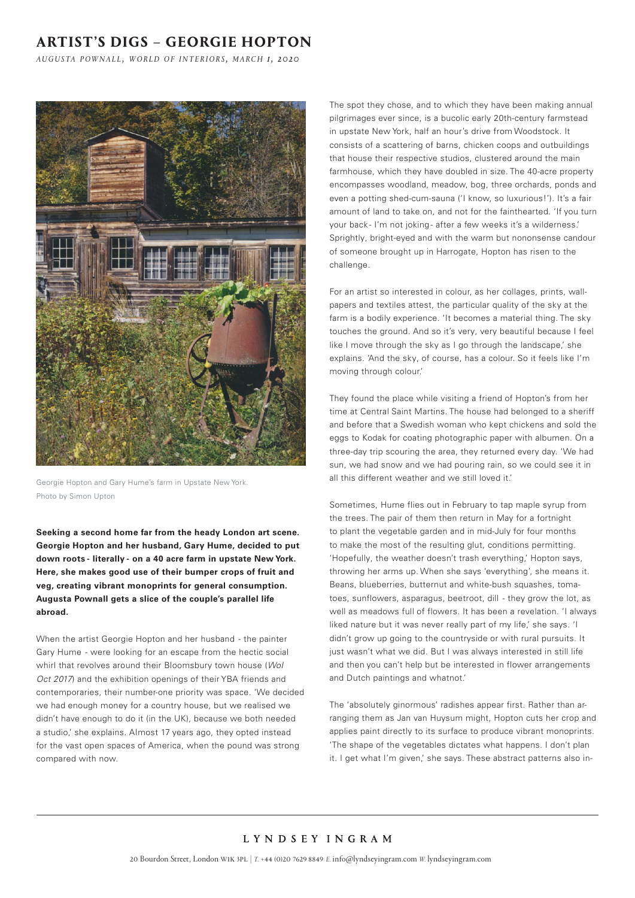# ARTIST'S DIGS – GEORGIE HOPTON

*AUGUSTA POWNALL, WORLD OF INTERIORS, MARCH 1, 2020*

Georgie Hopton and Gary Hume's farm in Upstate New York. Photo by Simon Upton

**Seeking a second home far from the heady London art scene. Georgie Hopton and her husband, Gary Hume, decided to put down roots - literally - on a 40 acre farm in upstate New York. Here, she makes good use of their bumper crops of fruit and veg, creating vibrant monoprints for general consumption. Augusta Pownall gets a slice of the couple's parallel life abroad.**

When the artist Georgie Hopton and her husband - the painter Gary Hume - were looking for an escape from the hectic social whirl that revolves around their Bloomsbury town house (*WoI Oct 2017*) and the exhibition openings of their YBA friends and contemporaries, their number-one priority was space. 'We decided we had enough money for a country house, but we realised we didn't have enough to do it (in the UK), because we both needed a studio,' she explains. Almost 17 years ago, they opted instead for the vast open spaces of America, when the pound was strong compared with now.

The spot they chose, and to which they have been making annual pilgrimages ever since, is a bucolic early 20th-century farmstead in upstate New York, half an hour's drive from Woodstock. It consists of a scattering of barns, chicken coops and outbuildings that house their respective studios, clustered around the main farmhouse, which they have doubled in size. The 40-acre property encompasses woodland, meadow, bog, three orchards, ponds and even a potting shed-cum-sauna ('I know, so luxurious!'). It's a fair amount of land to take on, and not for the fainthearted. 'If you turn your back - I'm not joking - after a few weeks it's a wilderness.' Sprightly, bright-eyed and with the warm but nononsense candour of someone brought up in Harrogate, Hopton has risen to the challenge.

For an artist so interested in colour, as her collages, prints, wallpapers and textiles attest, the particular quality of the sky at the farm is a bodily experience. 'It becomes a material thing. The sky touches the ground. And so it's very, very beautiful because I feel like I move through the sky as I go through the landscape,' she explains. 'And the sky, of course, has a colour. So it feels like I'm moving through colour.'

They found the place while visiting a friend of Hopton's from her time at Central Saint Martins. The house had belonged to a sheriff and before that a Swedish woman who kept chickens and sold the eggs to Kodak for coating photographic paper with albumen. On a three-day trip scouring the area, they returned every day. 'We had sun, we had snow and we had pouring rain, so we could see it in all this different weather and we still loved it.'

Sometimes, Hume flies out in February to tap maple syrup from the trees. The pair of them then return in May for a fortnight to plant the vegetable garden and in mid-July for four months to make the most of the resulting glut, conditions permitting. 'Hopefully, the weather doesn't trash everything,' Hopton says, throwing her arms up. When she says 'everything,' she means it. Beans, blueberries, butternut and white-bush squashes, tomatoes, sunflowers, asparagus, beetroot, dill - they grow the lot, as well as meadows full of flowers. It has been a revelation. 'I always liked nature but it was never really part of my life,' she says. 'I didn't grow up going to the countryside or with rural pursuits. It just wasn't what we did. But I was always interested in still life and then you can't help but be interested in flower arrangements and Dutch paintings and whatnot.'

The 'absolutely ginormous' radishes appear first. Rather than arranging them as Jan van Huysum might, Hopton cuts her crop and applies paint directly to its surface to produce vibrant monoprints. 'The shape of the vegetables dictates what happens. I don't plan it. I get what I'm given,' she says. These abstract patterns also in-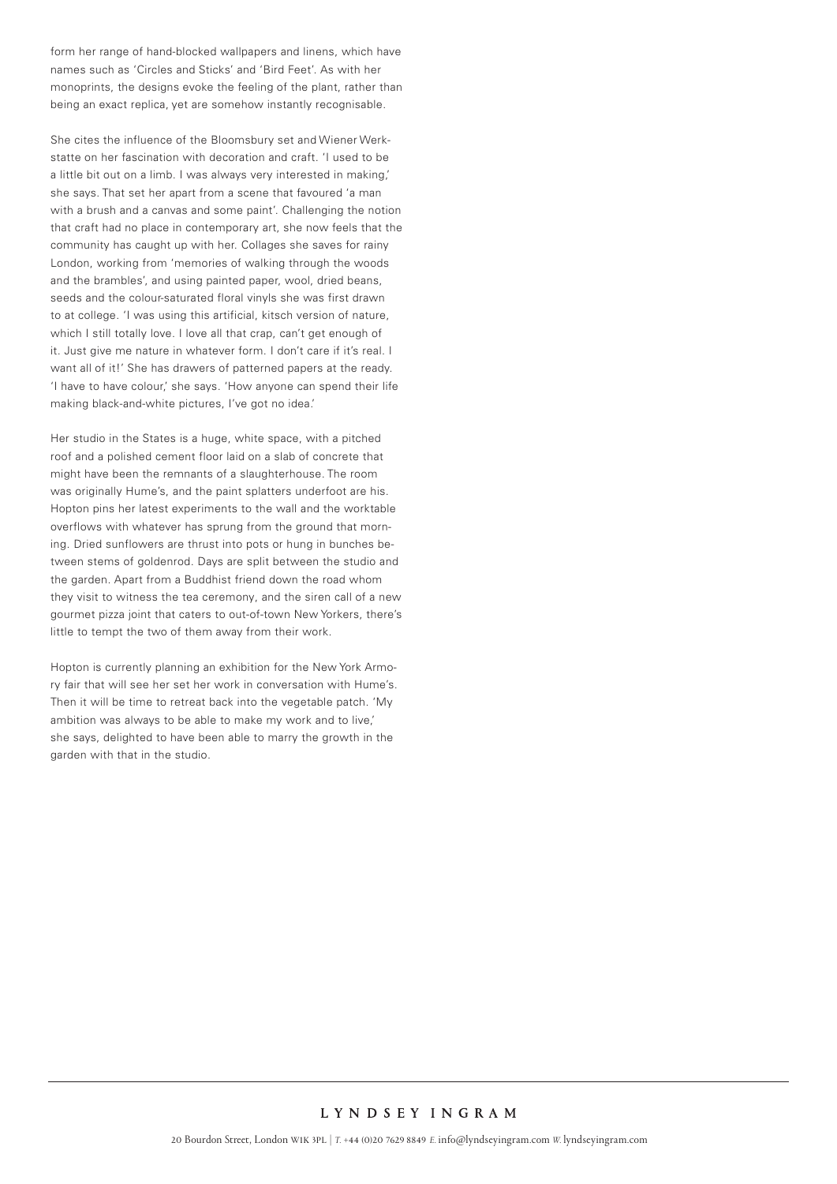form her range of hand-blocked wallpapers and linens, which have names such as 'Circles and Sticks' and 'Bird Feet'. As with her monoprints, the designs evoke the feeling of the plant, rather than being an exact replica, yet are somehow instantly recognisable.

She cites the influence of the Bloomsbury set and Wiener Werkstatte on her fascination with decoration and craft. 'I used to be a little bit out on a limb. I was always very interested in making,' she says. That set her apart from a scene that favoured 'a man with a brush and a canvas and some paint'. Challenging the notion that craft had no place in contemporary art, she now feels that the community has caught up with her. Collages she saves for rainy London, working from 'memories of walking through the woods and the brambles', and using painted paper, wool, dried beans, seeds and the colour-saturated floral vinyls she was first drawn to at college. 'I was using this artificial, kitsch version of nature, which I still totally love. I love all that crap, can't get enough of it. Just give me nature in whatever form. I don't care if it's real. I want all of it!' She has drawers of patterned papers at the ready. 'I have to have colour,' she says. 'How anyone can spend their life making black-and-white pictures, I've got no idea.'

Her studio in the States is a huge, white space, with a pitched roof and a polished cement floor laid on a slab of concrete that might have been the remnants of a slaughterhouse. The room was originally Hume's, and the paint splatters underfoot are his. Hopton pins her latest experiments to the wall and the worktable overflows with whatever has sprung from the ground that morning. Dried sunflowers are thrust into pots or hung in bunches between stems of goldenrod. Days are split between the studio and the garden. Apart from a Buddhist friend down the road whom they visit to witness the tea ceremony, and the siren call of a new gourmet pizza joint that caters to out-of-town New Yorkers, there's little to tempt the two of them away from their work.

Hopton is currently planning an exhibition for the New York Armory fair that will see her set her work in conversation with Hume's. Then it will be time to retreat back into the vegetable patch. 'My ambition was always to be able to make my work and to live,' she says, delighted to have been able to marry the growth in the garden with that in the studio.